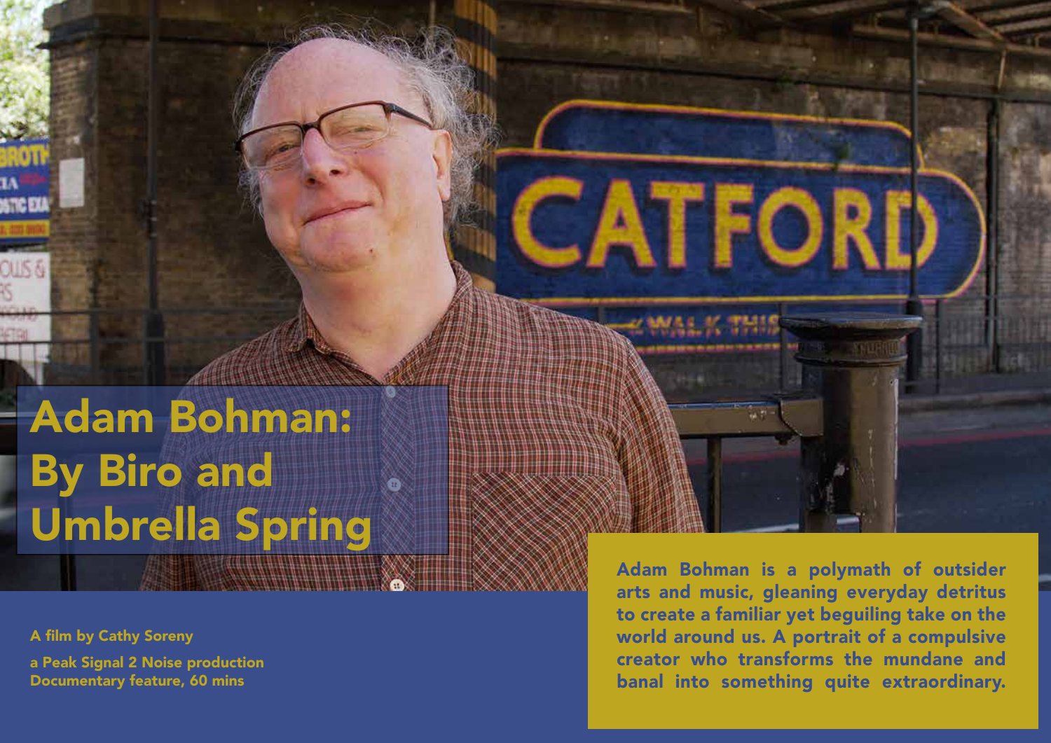# Adam Bohman: By Biro and Umbrella Spring

A film by Cathy Soreny

a Peak Signal 2 Noise production
Documentary feature, 60 mins

**Adam Bohman is a polymath of outsider arts and music, gleaning everyday detritus to create a familiar yet beguiling take on the world around us. A portrait of a compulsive creator who transforms the mundane and banal into something quite extraordinary.**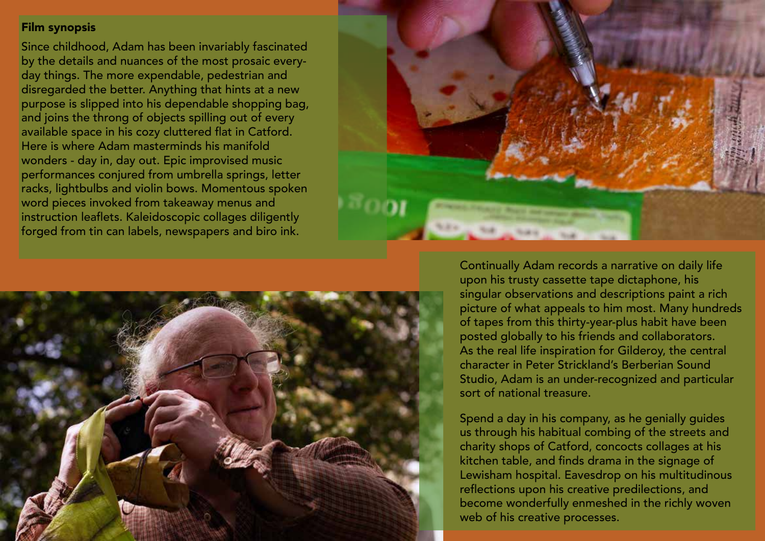## Film synopsis

Since childhood, Adam has been invariably fascinated by the details and nuances of the most prosaic every-day things. The more expendable, pedestrian and disregarded the better. Anything that hints at a new purpose is slipped into his dependable shopping bag, and joins the throng of objects spilling out of every available space in his cozy cluttered flat in Catford. Here is where Adam masterminds his manifold wonders - day in, day out. Epic improvised music performances conjured from umbrella springs, letter racks, lightbulbs and violin bows. Momentous spoken word pieces invoked from takeaway menus and instruction leaflets. Kaleidoscopic collages diligently forged from tin can labels, newspapers and biro ink.

Continually Adam records a narrative on daily life upon his trusty cassette tape dictaphone, his singular observations and descriptions paint a rich picture of what appeals to him most. Many hundreds of tapes from this thirty-year-plus habit have been posted globally to his friends and collaborators. As the real life inspiration for Gilderoy, the central character in Peter Strickland's Berberian Sound Studio, Adam is an under-recognized and particular sort of national treasure.

Spend a day in his company, as he genially guides us through his habitual combing of the streets and charity shops of Catford, concocts collages at his kitchen table, and finds drama in the signage of Lewisham hospital. Eavesdrop on his multitudinous reflections upon his creative predilections, and become wonderfully enmeshed in the richly woven web of his creative processes.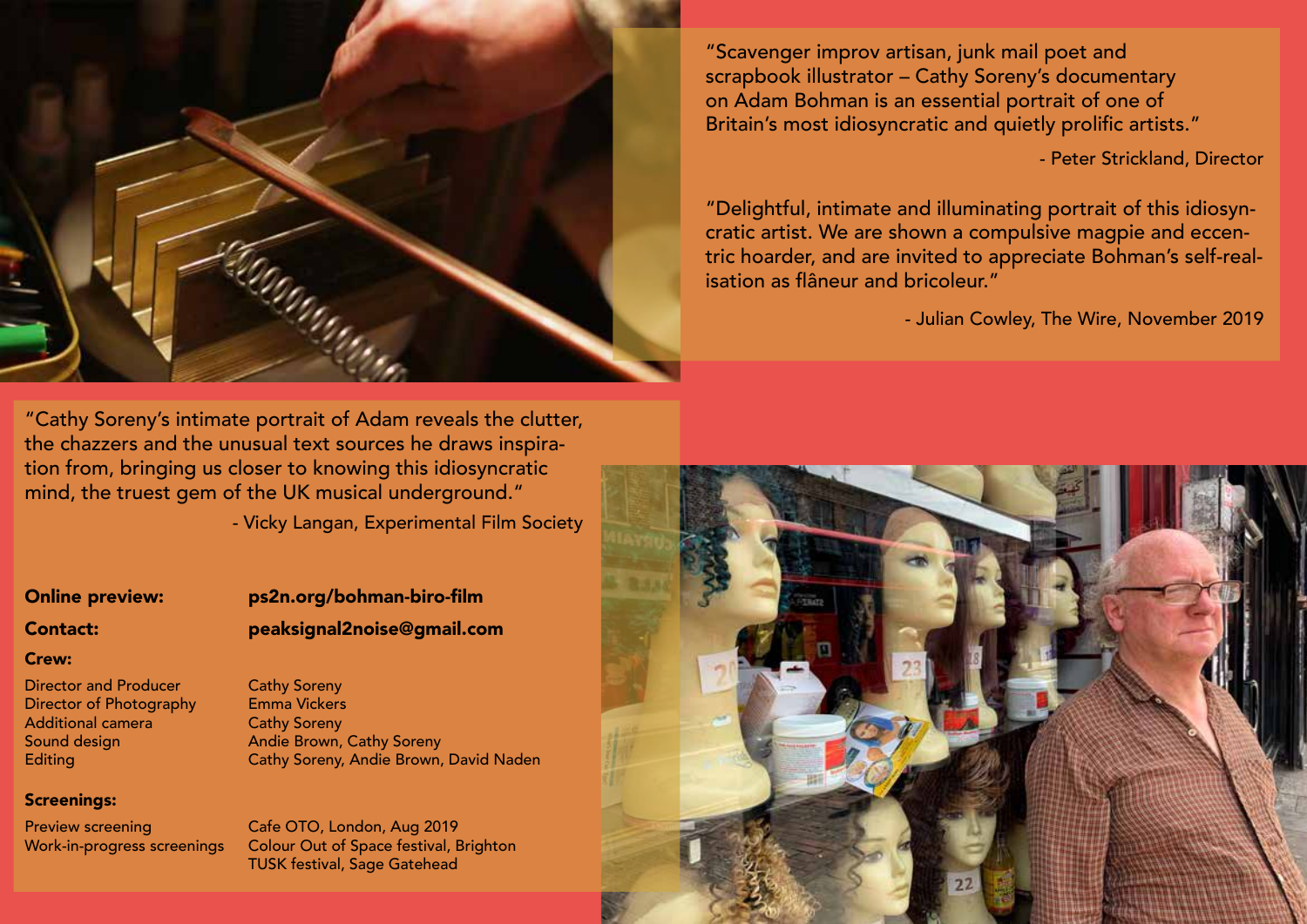"Scavenger improv artisan, junk mail poet and scrapbook illustrator – Cathy Soreny's documentary on Adam Bohman is an essential portrait of one of Britain's most idiosyncratic and quietly prolific artists."

- Peter Strickland, Director

"Delightful, intimate and illuminating portrait of this idiosyncratic artist. We are shown a compulsive magpie and eccentric hoarder, and are invited to appreciate Bohman's self-realisation as flâneur and bricoleur."

- Julian Cowley, The Wire, November 2019

"Cathy Soreny's intimate portrait of Adam reveals the clutter, the chazzers and the unusual text sources he draws inspiration from, bringing us closer to knowing this idiosyncratic mind, the truest gem of the UK musical underground."

- Vicky Langan, Experimental Film Society

**Online preview:** **ps2n.org/bohman-biro-film**

**Contact:** **peaksignal2noise@gmail.com**

**Crew:**

| | |
|---|---|
| Director and Producer | Cathy Soreny |
| Director of Photography | Emma Vickers |
| Additional camera | Cathy Soreny |
| Sound design | Andie Brown, Cathy Soreny |
| Editing | Cathy Soreny, Andie Brown, David Naden |

**Screenings:**

| | |
|---|---|
| Preview screening | Cafe OTO, London, Aug 2019 |
| Work-in-progress screenings | Colour Out of Space festival, Brighton |
| | TUSK festival, Sage Gatehead |